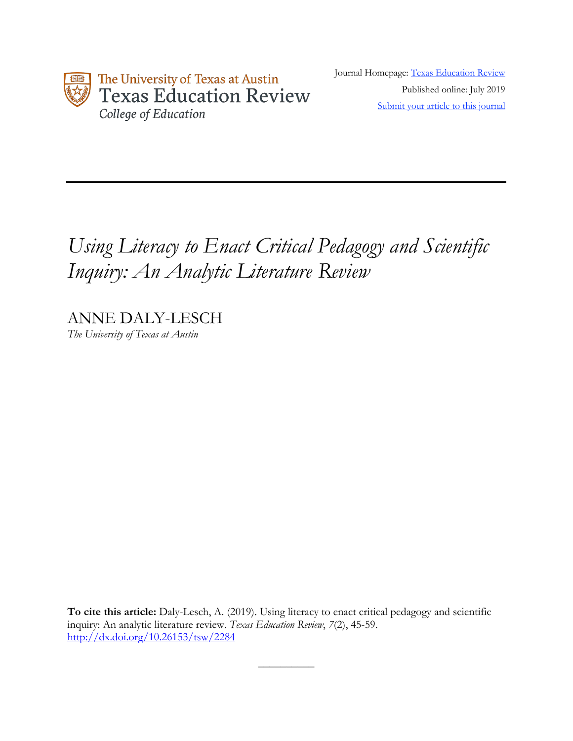The University of Texas at Austin
Texas Education Review
*College of Education*

Journal Homepage: [Texas Education Review](#)

Published online: July 2019

[Submit your article to this journal](#)

---

# *Using Literacy to Enact Critical Pedagogy and Scientific Inquiry: An Analytic Literature Review*

ANNE DALY-LESCH

*The University of Texas at Austin*

**To cite this article:** Daly-Lesch, A. (2019). Using literacy to enact critical pedagogy and scientific inquiry: An analytic literature review. *Texas Education Review*, *7*(2), 45-59. http://dx.doi.org/10.26153/tsw/2284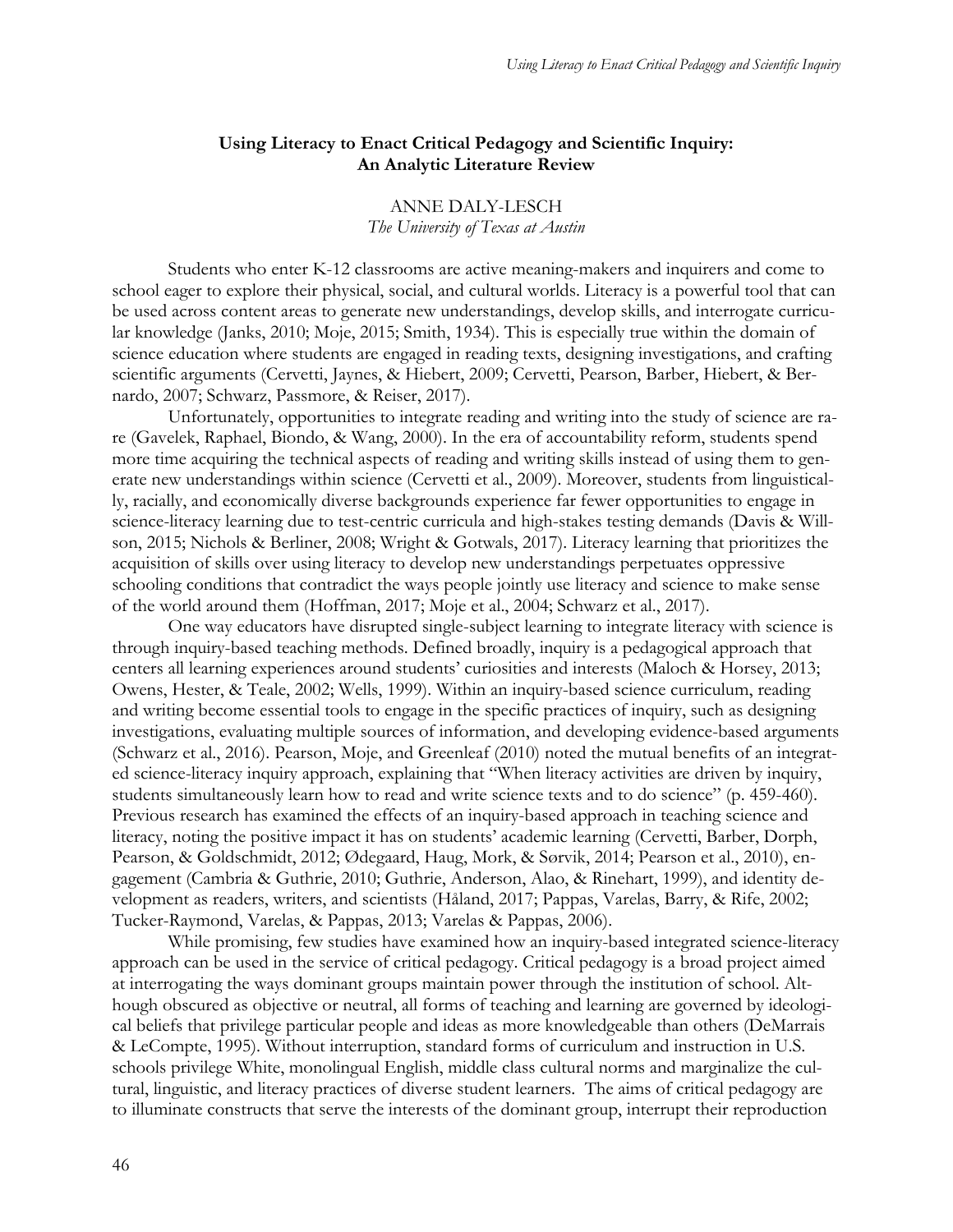**Using Literacy to Enact Critical Pedagogy and Scientific Inquiry: An Analytic Literature Review**

ANNE DALY-LESCH
*The University of Texas at Austin*

Students who enter K-12 classrooms are active meaning-makers and inquirers and come to school eager to explore their physical, social, and cultural worlds. Literacy is a powerful tool that can be used across content areas to generate new understandings, develop skills, and interrogate curricular knowledge (Janks, 2010; Moje, 2015; Smith, 1934). This is especially true within the domain of science education where students are engaged in reading texts, designing investigations, and crafting scientific arguments (Cervetti, Jaynes, & Hiebert, 2009; Cervetti, Pearson, Barber, Hiebert, & Bernardo, 2007; Schwarz, Passmore, & Reiser, 2017).

Unfortunately, opportunities to integrate reading and writing into the study of science are rare (Gavelek, Raphael, Biondo, & Wang, 2000). In the era of accountability reform, students spend more time acquiring the technical aspects of reading and writing skills instead of using them to generate new understandings within science (Cervetti et al., 2009). Moreover, students from linguistically, racially, and economically diverse backgrounds experience far fewer opportunities to engage in science-literacy learning due to test-centric curricula and high-stakes testing demands (Davis & Willson, 2015; Nichols & Berliner, 2008; Wright & Gotwals, 2017). Literacy learning that prioritizes the acquisition of skills over using literacy to develop new understandings perpetuates oppressive schooling conditions that contradict the ways people jointly use literacy and science to make sense of the world around them (Hoffman, 2017; Moje et al., 2004; Schwarz et al., 2017).

One way educators have disrupted single-subject learning to integrate literacy with science is through inquiry-based teaching methods. Defined broadly, inquiry is a pedagogical approach that centers all learning experiences around students' curiosities and interests (Maloch & Horsey, 2013; Owens, Hester, & Teale, 2002; Wells, 1999). Within an inquiry-based science curriculum, reading and writing become essential tools to engage in the specific practices of inquiry, such as designing investigations, evaluating multiple sources of information, and developing evidence-based arguments (Schwarz et al., 2016). Pearson, Moje, and Greenleaf (2010) noted the mutual benefits of an integrated science-literacy inquiry approach, explaining that "When literacy activities are driven by inquiry, students simultaneously learn how to read and write science texts and to do science" (p. 459-460). Previous research has examined the effects of an inquiry-based approach in teaching science and literacy, noting the positive impact it has on students' academic learning (Cervetti, Barber, Dorph, Pearson, & Goldschmidt, 2012; Ødegaard, Haug, Mork, & Sørvik, 2014; Pearson et al., 2010), engagement (Cambria & Guthrie, 2010; Guthrie, Anderson, Alao, & Rinehart, 1999), and identity development as readers, writers, and scientists (Håland, 2017; Pappas, Varelas, Barry, & Rife, 2002; Tucker-Raymond, Varelas, & Pappas, 2013; Varelas & Pappas, 2006).

While promising, few studies have examined how an inquiry-based integrated science-literacy approach can be used in the service of critical pedagogy. Critical pedagogy is a broad project aimed at interrogating the ways dominant groups maintain power through the institution of school. Although obscured as objective or neutral, all forms of teaching and learning are governed by ideological beliefs that privilege particular people and ideas as more knowledgeable than others (DeMarrais & LeCompte, 1995). Without interruption, standard forms of curriculum and instruction in U.S. schools privilege White, monolingual English, middle class cultural norms and marginalize the cultural, linguistic, and literacy practices of diverse student learners. The aims of critical pedagogy are to illuminate constructs that serve the interests of the dominant group, interrupt their reproduction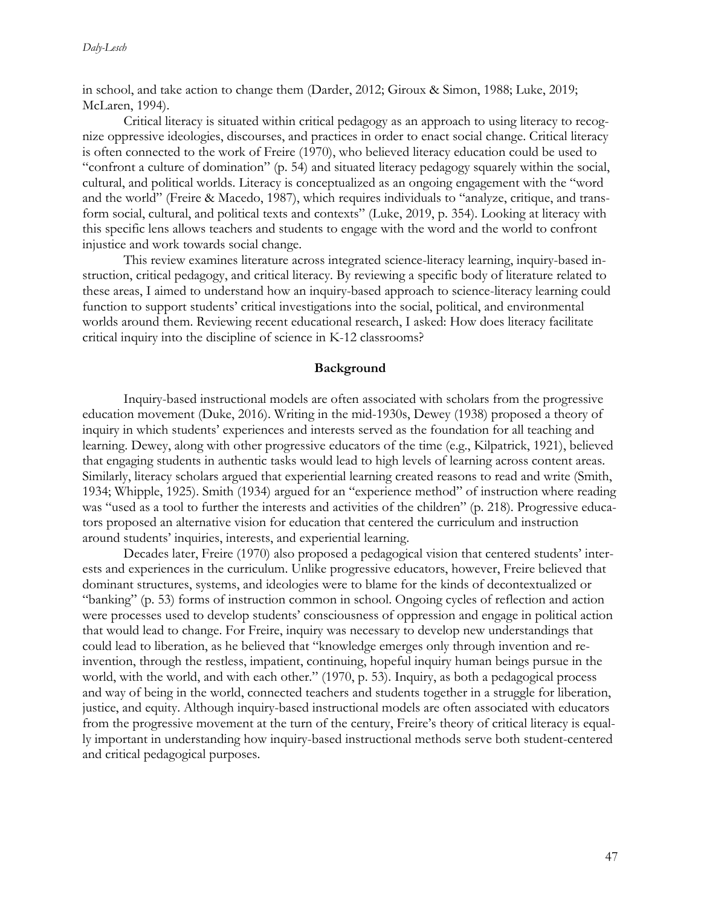in school, and take action to change them (Darder, 2012; Giroux & Simon, 1988; Luke, 2019; McLaren, 1994).

Critical literacy is situated within critical pedagogy as an approach to using literacy to recognize oppressive ideologies, discourses, and practices in order to enact social change. Critical literacy is often connected to the work of Freire (1970), who believed literacy education could be used to "confront a culture of domination" (p. 54) and situated literacy pedagogy squarely within the social, cultural, and political worlds. Literacy is conceptualized as an ongoing engagement with the "word and the world" (Freire & Macedo, 1987), which requires individuals to "analyze, critique, and transform social, cultural, and political texts and contexts" (Luke, 2019, p. 354). Looking at literacy with this specific lens allows teachers and students to engage with the word and the world to confront injustice and work towards social change.

This review examines literature across integrated science-literacy learning, inquiry-based instruction, critical pedagogy, and critical literacy. By reviewing a specific body of literature related to these areas, I aimed to understand how an inquiry-based approach to science-literacy learning could function to support students' critical investigations into the social, political, and environmental worlds around them. Reviewing recent educational research, I asked: How does literacy facilitate critical inquiry into the discipline of science in K-12 classrooms?

## Background

Inquiry-based instructional models are often associated with scholars from the progressive education movement (Duke, 2016). Writing in the mid-1930s, Dewey (1938) proposed a theory of inquiry in which students' experiences and interests served as the foundation for all teaching and learning. Dewey, along with other progressive educators of the time (e.g., Kilpatrick, 1921), believed that engaging students in authentic tasks would lead to high levels of learning across content areas. Similarly, literacy scholars argued that experiential learning created reasons to read and write (Smith, 1934; Whipple, 1925). Smith (1934) argued for an "experience method" of instruction where reading was "used as a tool to further the interests and activities of the children" (p. 218). Progressive educators proposed an alternative vision for education that centered the curriculum and instruction around students' inquiries, interests, and experiential learning.

Decades later, Freire (1970) also proposed a pedagogical vision that centered students' interests and experiences in the curriculum. Unlike progressive educators, however, Freire believed that dominant structures, systems, and ideologies were to blame for the kinds of decontextualized or "banking" (p. 53) forms of instruction common in school. Ongoing cycles of reflection and action were processes used to develop students' consciousness of oppression and engage in political action that would lead to change. For Freire, inquiry was necessary to develop new understandings that could lead to liberation, as he believed that "knowledge emerges only through invention and re-invention, through the restless, impatient, continuing, hopeful inquiry human beings pursue in the world, with the world, and with each other." (1970, p. 53). Inquiry, as both a pedagogical process and way of being in the world, connected teachers and students together in a struggle for liberation, justice, and equity. Although inquiry-based instructional models are often associated with educators from the progressive movement at the turn of the century, Freire's theory of critical literacy is equally important in understanding how inquiry-based instructional methods serve both student-centered and critical pedagogical purposes.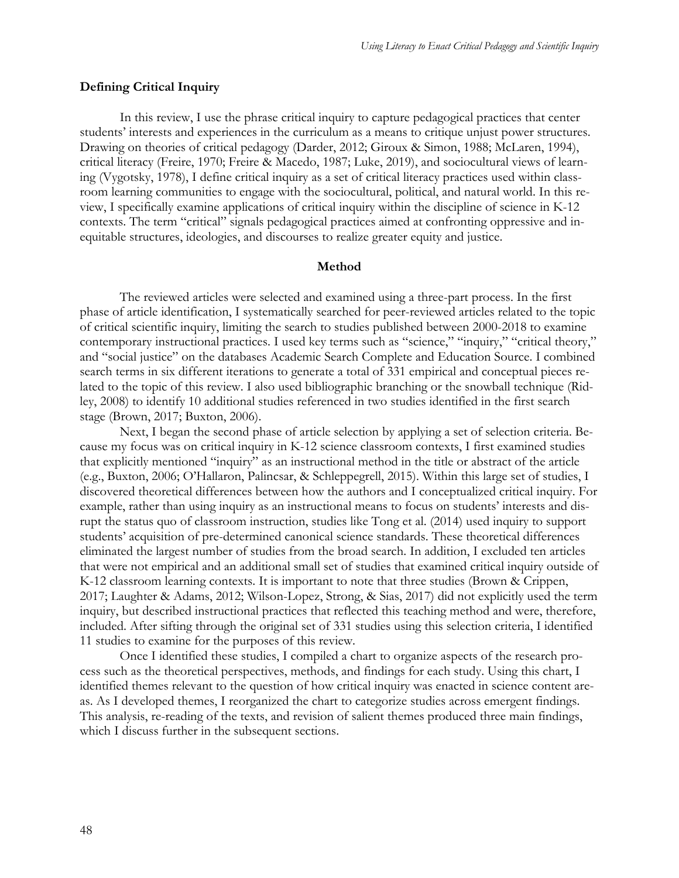### Defining Critical Inquiry

In this review, I use the phrase critical inquiry to capture pedagogical practices that center students' interests and experiences in the curriculum as a means to critique unjust power structures. Drawing on theories of critical pedagogy (Darder, 2012; Giroux & Simon, 1988; McLaren, 1994), critical literacy (Freire, 1970; Freire & Macedo, 1987; Luke, 2019), and sociocultural views of learning (Vygotsky, 1978), I define critical inquiry as a set of critical literacy practices used within classroom learning communities to engage with the sociocultural, political, and natural world. In this review, I specifically examine applications of critical inquiry within the discipline of science in K-12 contexts. The term "critical" signals pedagogical practices aimed at confronting oppressive and inequitable structures, ideologies, and discourses to realize greater equity and justice.

## Method

The reviewed articles were selected and examined using a three-part process. In the first phase of article identification, I systematically searched for peer-reviewed articles related to the topic of critical scientific inquiry, limiting the search to studies published between 2000-2018 to examine contemporary instructional practices. I used key terms such as "science," "inquiry," "critical theory," and "social justice" on the databases Academic Search Complete and Education Source. I combined search terms in six different iterations to generate a total of 331 empirical and conceptual pieces related to the topic of this review. I also used bibliographic branching or the snowball technique (Ridley, 2008) to identify 10 additional studies referenced in two studies identified in the first search stage (Brown, 2017; Buxton, 2006).

Next, I began the second phase of article selection by applying a set of selection criteria. Because my focus was on critical inquiry in K-12 science classroom contexts, I first examined studies that explicitly mentioned "inquiry" as an instructional method in the title or abstract of the article (e.g., Buxton, 2006; O'Hallaron, Palincsar, & Schleppegrell, 2015). Within this large set of studies, I discovered theoretical differences between how the authors and I conceptualized critical inquiry. For example, rather than using inquiry as an instructional means to focus on students' interests and disrupt the status quo of classroom instruction, studies like Tong et al. (2014) used inquiry to support students' acquisition of pre-determined canonical science standards. These theoretical differences eliminated the largest number of studies from the broad search. In addition, I excluded ten articles that were not empirical and an additional small set of studies that examined critical inquiry outside of K-12 classroom learning contexts. It is important to note that three studies (Brown & Crippen, 2017; Laughter & Adams, 2012; Wilson-Lopez, Strong, & Sias, 2017) did not explicitly used the term inquiry, but described instructional practices that reflected this teaching method and were, therefore, included. After sifting through the original set of 331 studies using this selection criteria, I identified 11 studies to examine for the purposes of this review.

Once I identified these studies, I compiled a chart to organize aspects of the research process such as the theoretical perspectives, methods, and findings for each study. Using this chart, I identified themes relevant to the question of how critical inquiry was enacted in science content areas. As I developed themes, I reorganized the chart to categorize studies across emergent findings. This analysis, re-reading of the texts, and revision of salient themes produced three main findings, which I discuss further in the subsequent sections.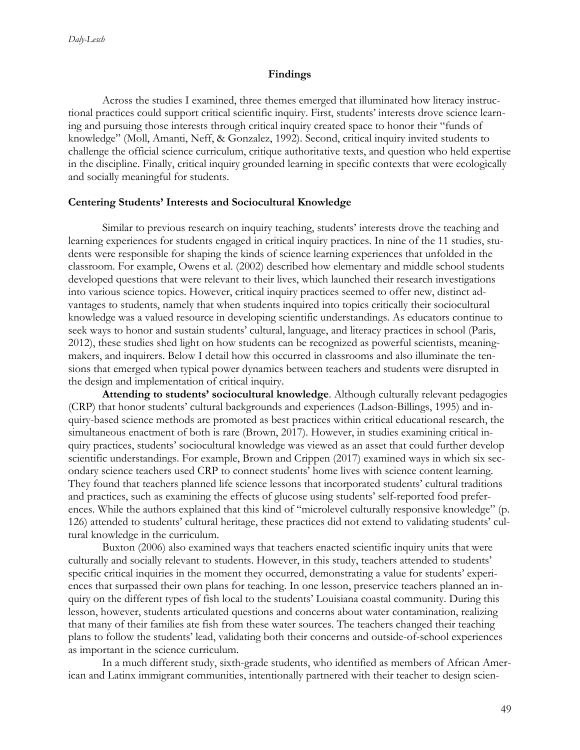## Findings

Across the studies I examined, three themes emerged that illuminated how literacy instructional practices could support critical scientific inquiry. First, students' interests drove science learning and pursuing those interests through critical inquiry created space to honor their "funds of knowledge" (Moll, Amanti, Neff, & Gonzalez, 1992). Second, critical inquiry invited students to challenge the official science curriculum, critique authoritative texts, and question who held expertise in the discipline. Finally, critical inquiry grounded learning in specific contexts that were ecologically and socially meaningful for students.

### Centering Students' Interests and Sociocultural Knowledge

Similar to previous research on inquiry teaching, students' interests drove the teaching and learning experiences for students engaged in critical inquiry practices. In nine of the 11 studies, students were responsible for shaping the kinds of science learning experiences that unfolded in the classroom. For example, Owens et al. (2002) described how elementary and middle school students developed questions that were relevant to their lives, which launched their research investigations into various science topics. However, critical inquiry practices seemed to offer new, distinct advantages to students, namely that when students inquired into topics critically their sociocultural knowledge was a valued resource in developing scientific understandings. As educators continue to seek ways to honor and sustain students' cultural, language, and literacy practices in school (Paris, 2012), these studies shed light on how students can be recognized as powerful scientists, meaning-makers, and inquirers. Below I detail how this occurred in classrooms and also illuminate the tensions that emerged when typical power dynamics between teachers and students were disrupted in the design and implementation of critical inquiry.

**Attending to students' sociocultural knowledge**. Although culturally relevant pedagogies (CRP) that honor students' cultural backgrounds and experiences (Ladson-Billings, 1995) and inquiry-based science methods are promoted as best practices within critical educational research, the simultaneous enactment of both is rare (Brown, 2017). However, in studies examining critical inquiry practices, students' sociocultural knowledge was viewed as an asset that could further develop scientific understandings. For example, Brown and Crippen (2017) examined ways in which six secondary science teachers used CRP to connect students' home lives with science content learning. They found that teachers planned life science lessons that incorporated students' cultural traditions and practices, such as examining the effects of glucose using students' self-reported food preferences. While the authors explained that this kind of "microlevel culturally responsive knowledge" (p. 126) attended to students' cultural heritage, these practices did not extend to validating students' cultural knowledge in the curriculum.

Buxton (2006) also examined ways that teachers enacted scientific inquiry units that were culturally and socially relevant to students. However, in this study, teachers attended to students' specific critical inquiries in the moment they occurred, demonstrating a value for students' experiences that surpassed their own plans for teaching. In one lesson, preservice teachers planned an inquiry on the different types of fish local to the students' Louisiana coastal community. During this lesson, however, students articulated questions and concerns about water contamination, realizing that many of their families ate fish from these water sources. The teachers changed their teaching plans to follow the students' lead, validating both their concerns and outside-of-school experiences as important in the science curriculum.

In a much different study, sixth-grade students, who identified as members of African American and Latinx immigrant communities, intentionally partnered with their teacher to design scien-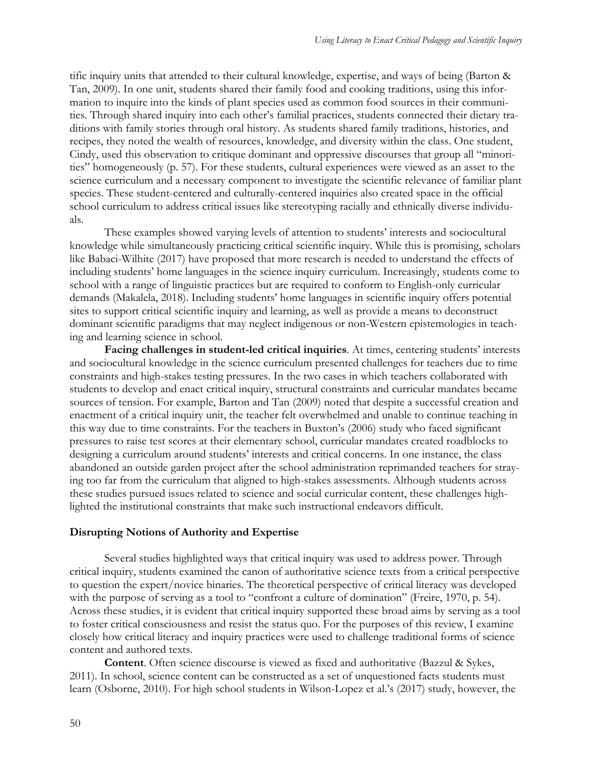tific inquiry units that attended to their cultural knowledge, expertise, and ways of being (Barton & Tan, 2009). In one unit, students shared their family food and cooking traditions, using this information to inquire into the kinds of plant species used as common food sources in their communities. Through shared inquiry into each other's familial practices, students connected their dietary traditions with family stories through oral history. As students shared family traditions, histories, and recipes, they noted the wealth of resources, knowledge, and diversity within the class. One student, Cindy, used this observation to critique dominant and oppressive discourses that group all "minorities" homogeneously (p. 57). For these students, cultural experiences were viewed as an asset to the science curriculum and a necessary component to investigate the scientific relevance of familiar plant species. These student-centered and culturally-centered inquiries also created space in the official school curriculum to address critical issues like stereotyping racially and ethnically diverse individuals.

These examples showed varying levels of attention to students' interests and sociocultural knowledge while simultaneously practicing critical scientific inquiry. While this is promising, scholars like Babaci-Wilhite (2017) have proposed that more research is needed to understand the effects of including students' home languages in the science inquiry curriculum. Increasingly, students come to school with a range of linguistic practices but are required to conform to English-only curricular demands (Makalela, 2018). Including students' home languages in scientific inquiry offers potential sites to support critical scientific inquiry and learning, as well as provide a means to deconstruct dominant scientific paradigms that may neglect indigenous or non-Western epistemologies in teaching and learning science in school.

**Facing challenges in student-led critical inquiries**. At times, centering students' interests and sociocultural knowledge in the science curriculum presented challenges for teachers due to time constraints and high-stakes testing pressures. In the two cases in which teachers collaborated with students to develop and enact critical inquiry, structural constraints and curricular mandates became sources of tension. For example, Barton and Tan (2009) noted that despite a successful creation and enactment of a critical inquiry unit, the teacher felt overwhelmed and unable to continue teaching in this way due to time constraints. For the teachers in Buxton's (2006) study who faced significant pressures to raise test scores at their elementary school, curricular mandates created roadblocks to designing a curriculum around students' interests and critical concerns. In one instance, the class abandoned an outside garden project after the school administration reprimanded teachers for straying too far from the curriculum that aligned to high-stakes assessments. Although students across these studies pursued issues related to science and social curricular content, these challenges highlighted the institutional constraints that make such instructional endeavors difficult.

### Disrupting Notions of Authority and Expertise

Several studies highlighted ways that critical inquiry was used to address power. Through critical inquiry, students examined the canon of authoritative science texts from a critical perspective to question the expert/novice binaries. The theoretical perspective of critical literacy was developed with the purpose of serving as a tool to "confront a culture of domination" (Freire, 1970, p. 54). Across these studies, it is evident that critical inquiry supported these broad aims by serving as a tool to foster critical consciousness and resist the status quo. For the purposes of this review, I examine closely how critical literacy and inquiry practices were used to challenge traditional forms of science content and authored texts.

**Content**. Often science discourse is viewed as fixed and authoritative (Bazzul & Sykes, 2011). In school, science content can be constructed as a set of unquestioned facts students must learn (Osborne, 2010). For high school students in Wilson-Lopez et al.'s (2017) study, however, the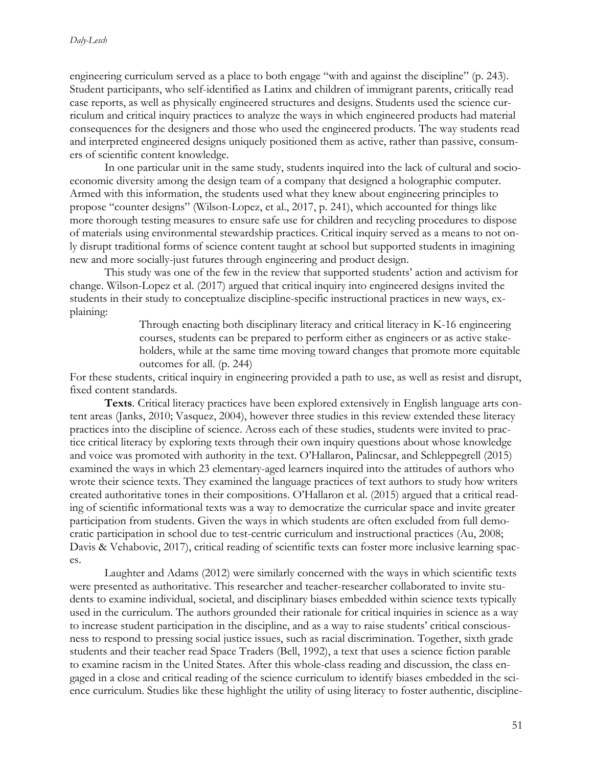engineering curriculum served as a place to both engage "with and against the discipline" (p. 243). Student participants, who self-identified as Latinx and children of immigrant parents, critically read case reports, as well as physically engineered structures and designs. Students used the science curriculum and critical inquiry practices to analyze the ways in which engineered products had material consequences for the designers and those who used the engineered products. The way students read and interpreted engineered designs uniquely positioned them as active, rather than passive, consumers of scientific content knowledge.

In one particular unit in the same study, students inquired into the lack of cultural and socioeconomic diversity among the design team of a company that designed a holographic computer. Armed with this information, the students used what they knew about engineering principles to propose "counter designs" (Wilson-Lopez, et al., 2017, p. 241), which accounted for things like more thorough testing measures to ensure safe use for children and recycling procedures to dispose of materials using environmental stewardship practices. Critical inquiry served as a means to not only disrupt traditional forms of science content taught at school but supported students in imagining new and more socially-just futures through engineering and product design.

This study was one of the few in the review that supported students' action and activism for change. Wilson-Lopez et al. (2017) argued that critical inquiry into engineered designs invited the students in their study to conceptualize discipline-specific instructional practices in new ways, explaining:

> Through enacting both disciplinary literacy and critical literacy in K-16 engineering courses, students can be prepared to perform either as engineers or as active stakeholders, while at the same time moving toward changes that promote more equitable outcomes for all. (p. 244)

For these students, critical inquiry in engineering provided a path to use, as well as resist and disrupt, fixed content standards.

**Texts**. Critical literacy practices have been explored extensively in English language arts content areas (Janks, 2010; Vasquez, 2004), however three studies in this review extended these literacy practices into the discipline of science. Across each of these studies, students were invited to practice critical literacy by exploring texts through their own inquiry questions about whose knowledge and voice was promoted with authority in the text. O'Hallaron, Palincsar, and Schleppegrell (2015) examined the ways in which 23 elementary-aged learners inquired into the attitudes of authors who wrote their science texts. They examined the language practices of text authors to study how writers created authoritative tones in their compositions. O'Hallaron et al. (2015) argued that a critical reading of scientific informational texts was a way to democratize the curricular space and invite greater participation from students. Given the ways in which students are often excluded from full democratic participation in school due to test-centric curriculum and instructional practices (Au, 2008; Davis & Vehabovic, 2017), critical reading of scientific texts can foster more inclusive learning spaces.

Laughter and Adams (2012) were similarly concerned with the ways in which scientific texts were presented as authoritative. This researcher and teacher-researcher collaborated to invite students to examine individual, societal, and disciplinary biases embedded within science texts typically used in the curriculum. The authors grounded their rationale for critical inquiries in science as a way to increase student participation in the discipline, and as a way to raise students' critical consciousness to respond to pressing social justice issues, such as racial discrimination. Together, sixth grade students and their teacher read Space Traders (Bell, 1992), a text that uses a science fiction parable to examine racism in the United States. After this whole-class reading and discussion, the class engaged in a close and critical reading of the science curriculum to identify biases embedded in the science curriculum. Studies like these highlight the utility of using literacy to foster authentic, discipline-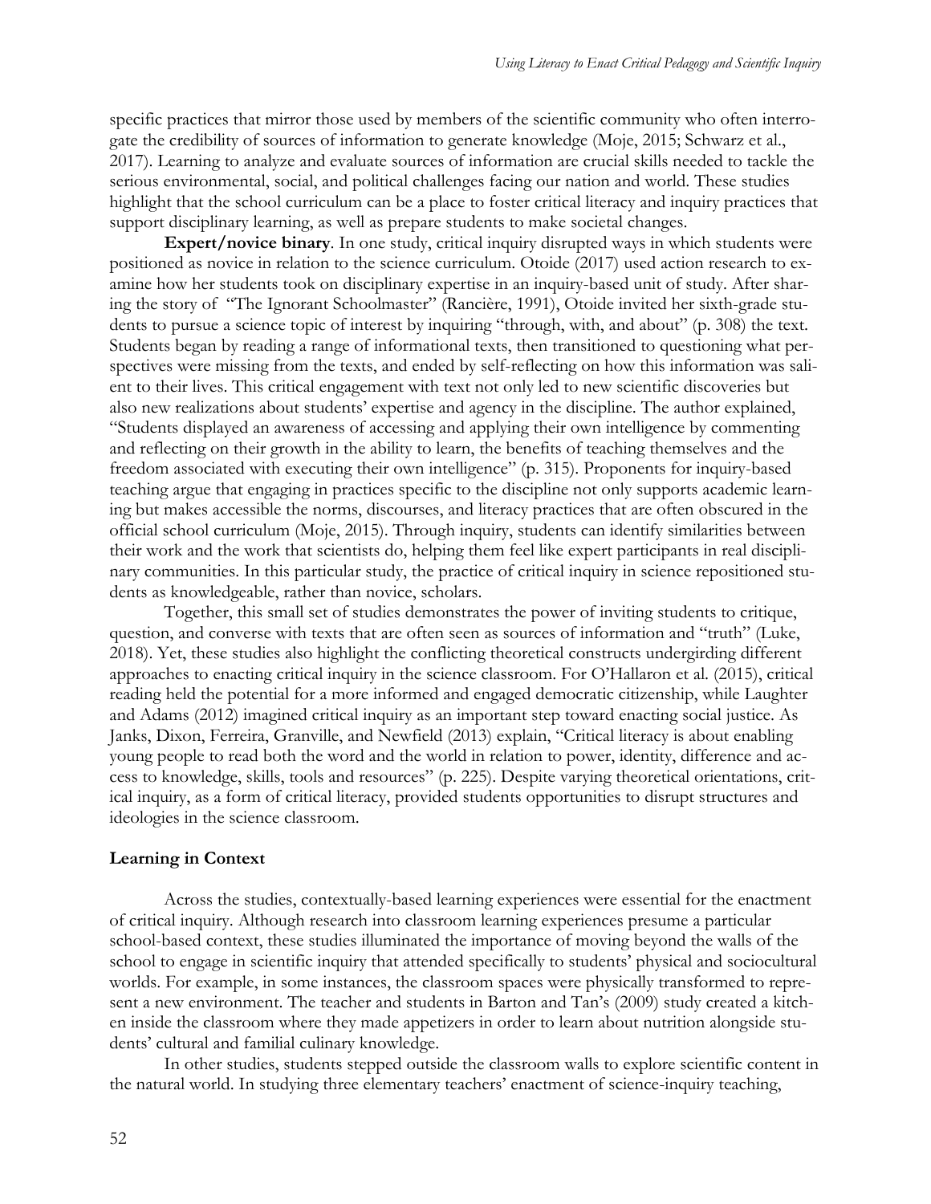specific practices that mirror those used by members of the scientific community who often interrogate the credibility of sources of information to generate knowledge (Moje, 2015; Schwarz et al., 2017). Learning to analyze and evaluate sources of information are crucial skills needed to tackle the serious environmental, social, and political challenges facing our nation and world. These studies highlight that the school curriculum can be a place to foster critical literacy and inquiry practices that support disciplinary learning, as well as prepare students to make societal changes.

**Expert/novice binary**. In one study, critical inquiry disrupted ways in which students were positioned as novice in relation to the science curriculum. Otoide (2017) used action research to examine how her students took on disciplinary expertise in an inquiry-based unit of study. After sharing the story of "The Ignorant Schoolmaster" (Rancière, 1991), Otoide invited her sixth-grade students to pursue a science topic of interest by inquiring "through, with, and about" (p. 308) the text. Students began by reading a range of informational texts, then transitioned to questioning what perspectives were missing from the texts, and ended by self-reflecting on how this information was salient to their lives. This critical engagement with text not only led to new scientific discoveries but also new realizations about students' expertise and agency in the discipline. The author explained, "Students displayed an awareness of accessing and applying their own intelligence by commenting and reflecting on their growth in the ability to learn, the benefits of teaching themselves and the freedom associated with executing their own intelligence" (p. 315). Proponents for inquiry-based teaching argue that engaging in practices specific to the discipline not only supports academic learning but makes accessible the norms, discourses, and literacy practices that are often obscured in the official school curriculum (Moje, 2015). Through inquiry, students can identify similarities between their work and the work that scientists do, helping them feel like expert participants in real disciplinary communities. In this particular study, the practice of critical inquiry in science repositioned students as knowledgeable, rather than novice, scholars.

Together, this small set of studies demonstrates the power of inviting students to critique, question, and converse with texts that are often seen as sources of information and "truth" (Luke, 2018). Yet, these studies also highlight the conflicting theoretical constructs undergirding different approaches to enacting critical inquiry in the science classroom. For O'Hallaron et al. (2015), critical reading held the potential for a more informed and engaged democratic citizenship, while Laughter and Adams (2012) imagined critical inquiry as an important step toward enacting social justice. As Janks, Dixon, Ferreira, Granville, and Newfield (2013) explain, "Critical literacy is about enabling young people to read both the word and the world in relation to power, identity, difference and access to knowledge, skills, tools and resources" (p. 225). Despite varying theoretical orientations, critical inquiry, as a form of critical literacy, provided students opportunities to disrupt structures and ideologies in the science classroom.

### Learning in Context

Across the studies, contextually-based learning experiences were essential for the enactment of critical inquiry. Although research into classroom learning experiences presume a particular school-based context, these studies illuminated the importance of moving beyond the walls of the school to engage in scientific inquiry that attended specifically to students' physical and sociocultural worlds. For example, in some instances, the classroom spaces were physically transformed to represent a new environment. The teacher and students in Barton and Tan's (2009) study created a kitchen inside the classroom where they made appetizers in order to learn about nutrition alongside students' cultural and familial culinary knowledge.

In other studies, students stepped outside the classroom walls to explore scientific content in the natural world. In studying three elementary teachers' enactment of science-inquiry teaching,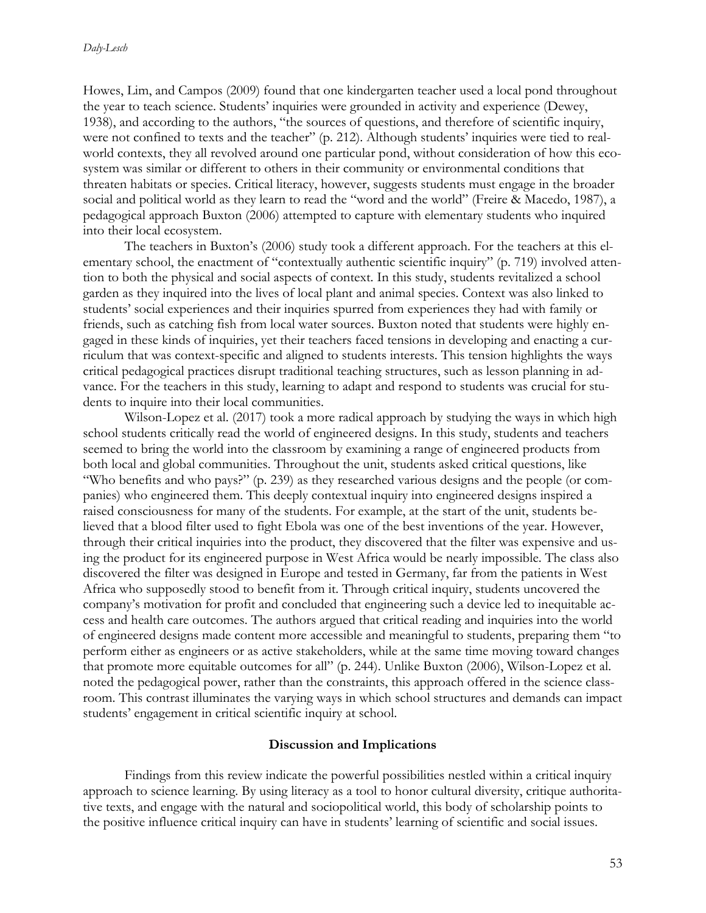Howes, Lim, and Campos (2009) found that one kindergarten teacher used a local pond throughout the year to teach science. Students' inquiries were grounded in activity and experience (Dewey, 1938), and according to the authors, "the sources of questions, and therefore of scientific inquiry, were not confined to texts and the teacher" (p. 212). Although students' inquiries were tied to real-world contexts, they all revolved around one particular pond, without consideration of how this ecosystem was similar or different to others in their community or environmental conditions that threaten habitats or species. Critical literacy, however, suggests students must engage in the broader social and political world as they learn to read the "word and the world" (Freire & Macedo, 1987), a pedagogical approach Buxton (2006) attempted to capture with elementary students who inquired into their local ecosystem.

The teachers in Buxton's (2006) study took a different approach. For the teachers at this elementary school, the enactment of "contextually authentic scientific inquiry" (p. 719) involved attention to both the physical and social aspects of context. In this study, students revitalized a school garden as they inquired into the lives of local plant and animal species. Context was also linked to students' social experiences and their inquiries spurred from experiences they had with family or friends, such as catching fish from local water sources. Buxton noted that students were highly engaged in these kinds of inquiries, yet their teachers faced tensions in developing and enacting a curriculum that was context-specific and aligned to students interests. This tension highlights the ways critical pedagogical practices disrupt traditional teaching structures, such as lesson planning in advance. For the teachers in this study, learning to adapt and respond to students was crucial for students to inquire into their local communities.

Wilson-Lopez et al. (2017) took a more radical approach by studying the ways in which high school students critically read the world of engineered designs. In this study, students and teachers seemed to bring the world into the classroom by examining a range of engineered products from both local and global communities. Throughout the unit, students asked critical questions, like "Who benefits and who pays?" (p. 239) as they researched various designs and the people (or companies) who engineered them. This deeply contextual inquiry into engineered designs inspired a raised consciousness for many of the students. For example, at the start of the unit, students believed that a blood filter used to fight Ebola was one of the best inventions of the year. However, through their critical inquiries into the product, they discovered that the filter was expensive and using the product for its engineered purpose in West Africa would be nearly impossible. The class also discovered the filter was designed in Europe and tested in Germany, far from the patients in West Africa who supposedly stood to benefit from it. Through critical inquiry, students uncovered the company's motivation for profit and concluded that engineering such a device led to inequitable access and health care outcomes. The authors argued that critical reading and inquiries into the world of engineered designs made content more accessible and meaningful to students, preparing them "to perform either as engineers or as active stakeholders, while at the same time moving toward changes that promote more equitable outcomes for all" (p. 244). Unlike Buxton (2006), Wilson-Lopez et al. noted the pedagogical power, rather than the constraints, this approach offered in the science classroom. This contrast illuminates the varying ways in which school structures and demands can impact students' engagement in critical scientific inquiry at school.

## Discussion and Implications

Findings from this review indicate the powerful possibilities nestled within a critical inquiry approach to science learning. By using literacy as a tool to honor cultural diversity, critique authoritative texts, and engage with the natural and sociopolitical world, this body of scholarship points to the positive influence critical inquiry can have in students' learning of scientific and social issues.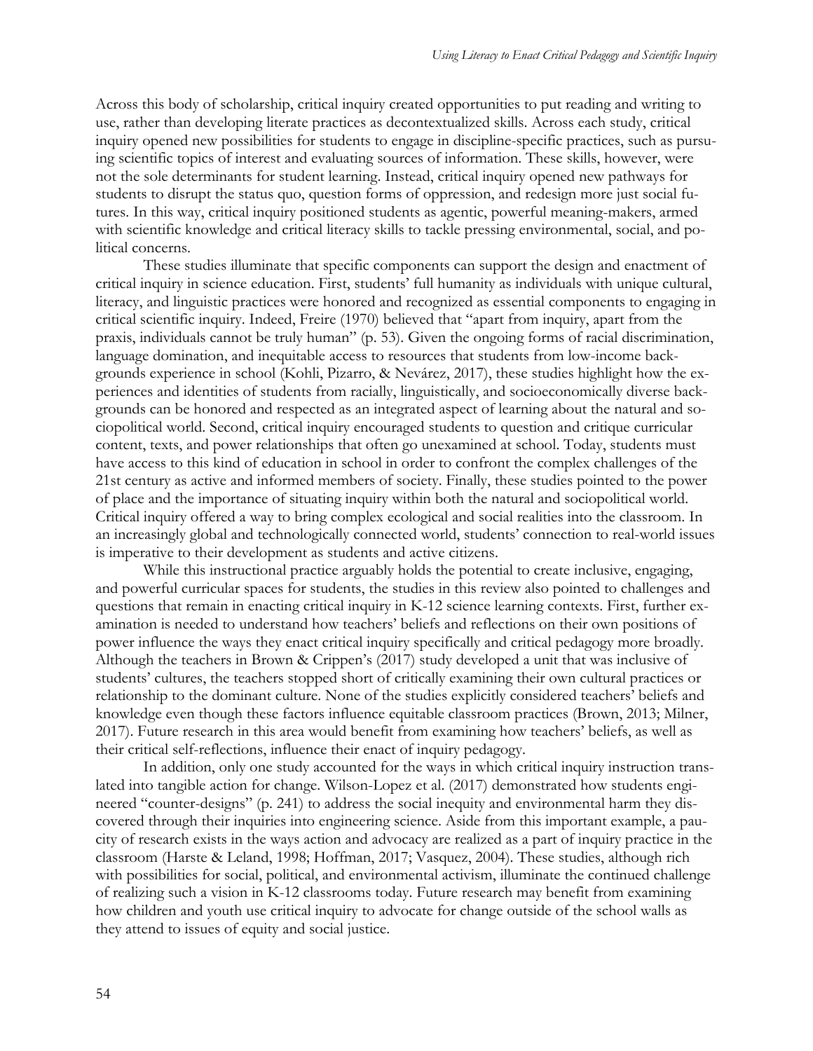Across this body of scholarship, critical inquiry created opportunities to put reading and writing to use, rather than developing literate practices as decontextualized skills. Across each study, critical inquiry opened new possibilities for students to engage in discipline-specific practices, such as pursuing scientific topics of interest and evaluating sources of information. These skills, however, were not the sole determinants for student learning. Instead, critical inquiry opened new pathways for students to disrupt the status quo, question forms of oppression, and redesign more just social futures. In this way, critical inquiry positioned students as agentic, powerful meaning-makers, armed with scientific knowledge and critical literacy skills to tackle pressing environmental, social, and political concerns.

These studies illuminate that specific components can support the design and enactment of critical inquiry in science education. First, students' full humanity as individuals with unique cultural, literacy, and linguistic practices were honored and recognized as essential components to engaging in critical scientific inquiry. Indeed, Freire (1970) believed that "apart from inquiry, apart from the praxis, individuals cannot be truly human" (p. 53). Given the ongoing forms of racial discrimination, language domination, and inequitable access to resources that students from low-income backgrounds experience in school (Kohli, Pizarro, & Nevárez, 2017), these studies highlight how the experiences and identities of students from racially, linguistically, and socioeconomically diverse backgrounds can be honored and respected as an integrated aspect of learning about the natural and sociopolitical world. Second, critical inquiry encouraged students to question and critique curricular content, texts, and power relationships that often go unexamined at school. Today, students must have access to this kind of education in school in order to confront the complex challenges of the 21st century as active and informed members of society. Finally, these studies pointed to the power of place and the importance of situating inquiry within both the natural and sociopolitical world. Critical inquiry offered a way to bring complex ecological and social realities into the classroom. In an increasingly global and technologically connected world, students' connection to real-world issues is imperative to their development as students and active citizens.

While this instructional practice arguably holds the potential to create inclusive, engaging, and powerful curricular spaces for students, the studies in this review also pointed to challenges and questions that remain in enacting critical inquiry in K-12 science learning contexts. First, further examination is needed to understand how teachers' beliefs and reflections on their own positions of power influence the ways they enact critical inquiry specifically and critical pedagogy more broadly. Although the teachers in Brown & Crippen's (2017) study developed a unit that was inclusive of students' cultures, the teachers stopped short of critically examining their own cultural practices or relationship to the dominant culture. None of the studies explicitly considered teachers' beliefs and knowledge even though these factors influence equitable classroom practices (Brown, 2013; Milner, 2017). Future research in this area would benefit from examining how teachers' beliefs, as well as their critical self-reflections, influence their enact of inquiry pedagogy.

In addition, only one study accounted for the ways in which critical inquiry instruction translated into tangible action for change. Wilson-Lopez et al. (2017) demonstrated how students engineered "counter-designs" (p. 241) to address the social inequity and environmental harm they discovered through their inquiries into engineering science. Aside from this important example, a paucity of research exists in the ways action and advocacy are realized as a part of inquiry practice in the classroom (Harste & Leland, 1998; Hoffman, 2017; Vasquez, 2004). These studies, although rich with possibilities for social, political, and environmental activism, illuminate the continued challenge of realizing such a vision in K-12 classrooms today. Future research may benefit from examining how children and youth use critical inquiry to advocate for change outside of the school walls as they attend to issues of equity and social justice.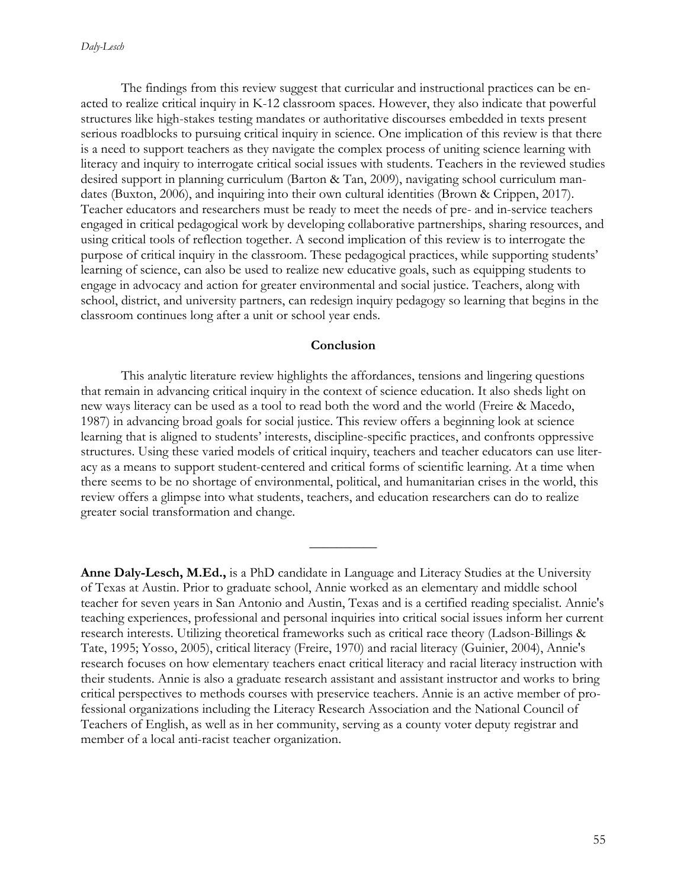The findings from this review suggest that curricular and instructional practices can be enacted to realize critical inquiry in K-12 classroom spaces. However, they also indicate that powerful structures like high-stakes testing mandates or authoritative discourses embedded in texts present serious roadblocks to pursuing critical inquiry in science. One implication of this review is that there is a need to support teachers as they navigate the complex process of uniting science learning with literacy and inquiry to interrogate critical social issues with students. Teachers in the reviewed studies desired support in planning curriculum (Barton & Tan, 2009), navigating school curriculum mandates (Buxton, 2006), and inquiring into their own cultural identities (Brown & Crippen, 2017). Teacher educators and researchers must be ready to meet the needs of pre- and in-service teachers engaged in critical pedagogical work by developing collaborative partnerships, sharing resources, and using critical tools of reflection together. A second implication of this review is to interrogate the purpose of critical inquiry in the classroom. These pedagogical practices, while supporting students' learning of science, can also be used to realize new educative goals, such as equipping students to engage in advocacy and action for greater environmental and social justice. Teachers, along with school, district, and university partners, can redesign inquiry pedagogy so learning that begins in the classroom continues long after a unit or school year ends.

## Conclusion

This analytic literature review highlights the affordances, tensions and lingering questions that remain in advancing critical inquiry in the context of science education. It also sheds light on new ways literacy can be used as a tool to read both the word and the world (Freire & Macedo, 1987) in advancing broad goals for social justice. This review offers a beginning look at science learning that is aligned to students' interests, discipline-specific practices, and confronts oppressive structures. Using these varied models of critical inquiry, teachers and teacher educators can use literacy as a means to support student-centered and critical forms of scientific learning. At a time when there seems to be no shortage of environmental, political, and humanitarian crises in the world, this review offers a glimpse into what students, teachers, and education researchers can do to realize greater social transformation and change.

---

**Anne Daly-Lesch, M.Ed.,** is a PhD candidate in Language and Literacy Studies at the University of Texas at Austin. Prior to graduate school, Annie worked as an elementary and middle school teacher for seven years in San Antonio and Austin, Texas and is a certified reading specialist. Annie's teaching experiences, professional and personal inquiries into critical social issues inform her current research interests. Utilizing theoretical frameworks such as critical race theory (Ladson-Billings & Tate, 1995; Yosso, 2005), critical literacy (Freire, 1970) and racial literacy (Guinier, 2004), Annie's research focuses on how elementary teachers enact critical literacy and racial literacy instruction with their students. Annie is also a graduate research assistant and assistant instructor and works to bring critical perspectives to methods courses with preservice teachers. Annie is an active member of professional organizations including the Literacy Research Association and the National Council of Teachers of English, as well as in her community, serving as a county voter deputy registrar and member of a local anti-racist teacher organization.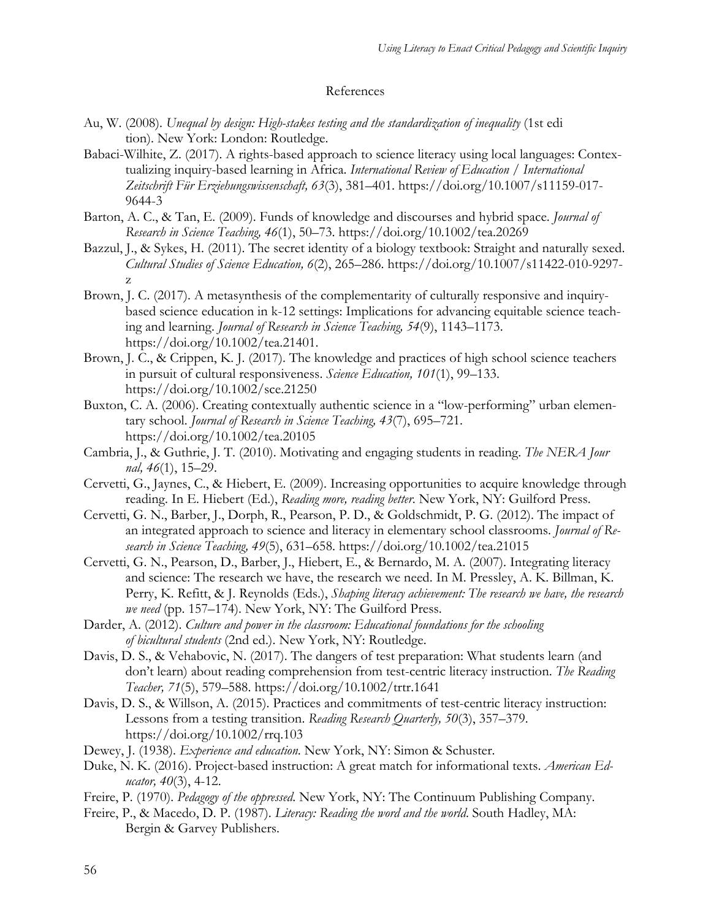## References

Au, W. (2008). *Unequal by design: High-stakes testing and the standardization of inequality* (1st edition). New York: London: Routledge.

Babaci-Wilhite, Z. (2017). A rights-based approach to science literacy using local languages: Contextualizing inquiry-based learning in Africa. *International Review of Education / International Zeitschrift Für Erziehungswissenschaft, 63*(3), 381–401. https://doi.org/10.1007/s11159-017-9644-3

Barton, A. C., & Tan, E. (2009). Funds of knowledge and discourses and hybrid space. *Journal of Research in Science Teaching, 46*(1), 50–73. https://doi.org/10.1002/tea.20269

Bazzul, J., & Sykes, H. (2011). The secret identity of a biology textbook: Straight and naturally sexed. *Cultural Studies of Science Education, 6*(2), 265–286. https://doi.org/10.1007/s11422-010-9297-z

Brown, J. C. (2017). A metasynthesis of the complementarity of culturally responsive and inquiry-based science education in k-12 settings: Implications for advancing equitable science teaching and learning. *Journal of Research in Science Teaching, 54*(9), 1143–1173. https://doi.org/10.1002/tea.21401.

Brown, J. C., & Crippen, K. J. (2017). The knowledge and practices of high school science teachers in pursuit of cultural responsiveness. *Science Education, 101*(1), 99–133. https://doi.org/10.1002/sce.21250

Buxton, C. A. (2006). Creating contextually authentic science in a "low-performing" urban elementary school. *Journal of Research in Science Teaching, 43*(7), 695–721. https://doi.org/10.1002/tea.20105

Cambria, J., & Guthrie, J. T. (2010). Motivating and engaging students in reading. *The NERA Journal, 46*(1), 15–29.

Cervetti, G., Jaynes, C., & Hiebert, E. (2009). Increasing opportunities to acquire knowledge through reading. In E. Hiebert (Ed.), *Reading more, reading better*. New York, NY: Guilford Press.

Cervetti, G. N., Barber, J., Dorph, R., Pearson, P. D., & Goldschmidt, P. G. (2012). The impact of an integrated approach to science and literacy in elementary school classrooms. *Journal of Research in Science Teaching, 49*(5), 631–658. https://doi.org/10.1002/tea.21015

Cervetti, G. N., Pearson, D., Barber, J., Hiebert, E., & Bernardo, M. A. (2007). Integrating literacy and science: The research we have, the research we need. In M. Pressley, A. K. Billman, K. Perry, K. Refitt, & J. Reynolds (Eds.), *Shaping literacy achievement: The research we have, the research we need* (pp. 157–174). New York, NY: The Guilford Press.

Darder, A. (2012). *Culture and power in the classroom: Educational foundations for the schooling of bicultural students* (2nd ed.). New York, NY: Routledge.

Davis, D. S., & Vehabovic, N. (2017). The dangers of test preparation: What students learn (and don't learn) about reading comprehension from test-centric literacy instruction. *The Reading Teacher, 71*(5), 579–588. https://doi.org/10.1002/trtr.1641

Davis, D. S., & Willson, A. (2015). Practices and commitments of test-centric literacy instruction: Lessons from a testing transition. *Reading Research Quarterly, 50*(3), 357–379. https://doi.org/10.1002/rrq.103

Dewey, J. (1938). *Experience and education*. New York, NY: Simon & Schuster.

Duke, N. K. (2016). Project-based instruction: A great match for informational texts. *American Educator, 40*(3), 4-12.

Freire, P. (1970). *Pedagogy of the oppressed*. New York, NY: The Continuum Publishing Company.

Freire, P., & Macedo, D. P. (1987). *Literacy: Reading the word and the world*. South Hadley, MA: Bergin & Garvey Publishers.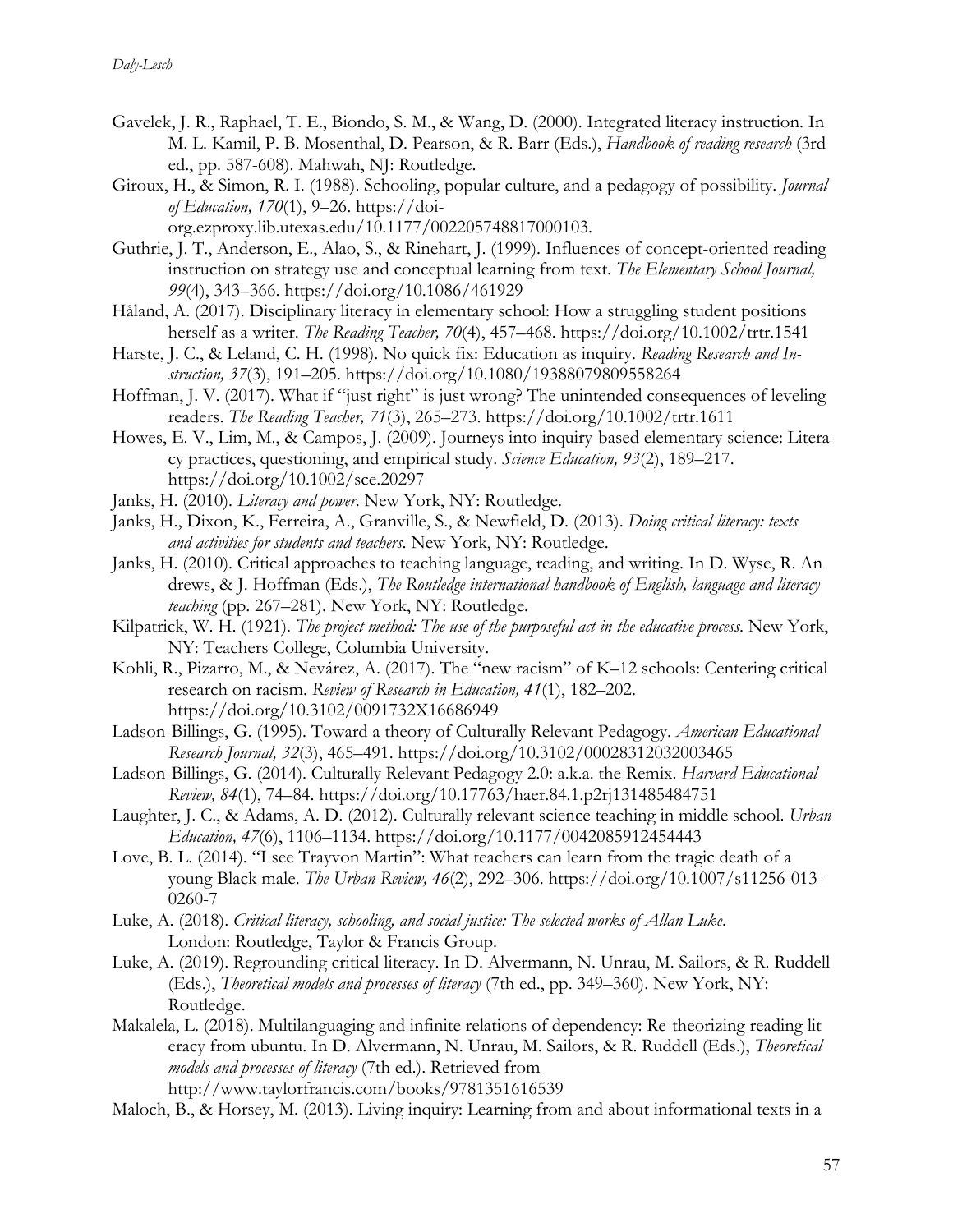Gavelek, J. R., Raphael, T. E., Biondo, S. M., & Wang, D. (2000). Integrated literacy instruction. In M. L. Kamil, P. B. Mosenthal, D. Pearson, & R. Barr (Eds.), *Handbook of reading research* (3rd ed., pp. 587-608). Mahwah, NJ: Routledge.

Giroux, H., & Simon, R. I. (1988). Schooling, popular culture, and a pedagogy of possibility. *Journal of Education, 170*(1), 9–26. https://doi-org.ezproxy.lib.utexas.edu/10.1177/002205748817000103.

Guthrie, J. T., Anderson, E., Alao, S., & Rinehart, J. (1999). Influences of concept-oriented reading instruction on strategy use and conceptual learning from text. *The Elementary School Journal, 99*(4), 343–366. https://doi.org/10.1086/461929

Håland, A. (2017). Disciplinary literacy in elementary school: How a struggling student positions herself as a writer. *The Reading Teacher, 70*(4), 457–468. https://doi.org/10.1002/trtr.1541

Harste, J. C., & Leland, C. H. (1998). No quick fix: Education as inquiry. *Reading Research and Instruction, 37*(3), 191–205. https://doi.org/10.1080/19388079809558264

Hoffman, J. V. (2017). What if "just right" is just wrong? The unintended consequences of leveling readers. *The Reading Teacher, 71*(3), 265–273. https://doi.org/10.1002/trtr.1611

Howes, E. V., Lim, M., & Campos, J. (2009). Journeys into inquiry-based elementary science: Literacy practices, questioning, and empirical study. *Science Education, 93*(2), 189–217. https://doi.org/10.1002/sce.20297

Janks, H. (2010). *Literacy and power.* New York, NY: Routledge.

Janks, H., Dixon, K., Ferreira, A., Granville, S., & Newfield, D. (2013). *Doing critical literacy: texts and activities for students and teachers.* New York, NY: Routledge.

Janks, H. (2010). Critical approaches to teaching language, reading, and writing. In D. Wyse, R. Andrews, & J. Hoffman (Eds.), *The Routledge international handbook of English, language and literacy teaching* (pp. 267–281). New York, NY: Routledge.

Kilpatrick, W. H. (1921). *The project method: The use of the purposeful act in the educative process.* New York, NY: Teachers College, Columbia University.

Kohli, R., Pizarro, M., & Nevárez, A. (2017). The "new racism" of K–12 schools: Centering critical research on racism. *Review of Research in Education, 41*(1), 182–202. https://doi.org/10.3102/0091732X16686949

Ladson-Billings, G. (1995). Toward a theory of Culturally Relevant Pedagogy. *American Educational Research Journal, 32*(3), 465–491. https://doi.org/10.3102/00028312032003465

Ladson-Billings, G. (2014). Culturally Relevant Pedagogy 2.0: a.k.a. the Remix. *Harvard Educational Review, 84*(1), 74–84. https://doi.org/10.17763/haer.84.1.p2rj131485484751

Laughter, J. C., & Adams, A. D. (2012). Culturally relevant science teaching in middle school. *Urban Education, 47*(6), 1106–1134. https://doi.org/10.1177/0042085912454443

Love, B. L. (2014). "I see Trayvon Martin": What teachers can learn from the tragic death of a young Black male. *The Urban Review, 46*(2), 292–306. https://doi.org/10.1007/s11256-013-0260-7

Luke, A. (2018). *Critical literacy, schooling, and social justice: The selected works of Allan Luke.* London: Routledge, Taylor & Francis Group.

Luke, A. (2019). Regrounding critical literacy. In D. Alvermann, N. Unrau, M. Sailors, & R. Ruddell (Eds.), *Theoretical models and processes of literacy* (7th ed., pp. 349–360). New York, NY: Routledge.

Makalela, L. (2018). Multilanguaging and infinite relations of dependency: Re-theorizing reading literacy from ubuntu. In D. Alvermann, N. Unrau, M. Sailors, & R. Ruddell (Eds.), *Theoretical models and processes of literacy* (7th ed.). Retrieved from http://www.taylorfrancis.com/books/9781351616539

Maloch, B., & Horsey, M. (2013). Living inquiry: Learning from and about informational texts in a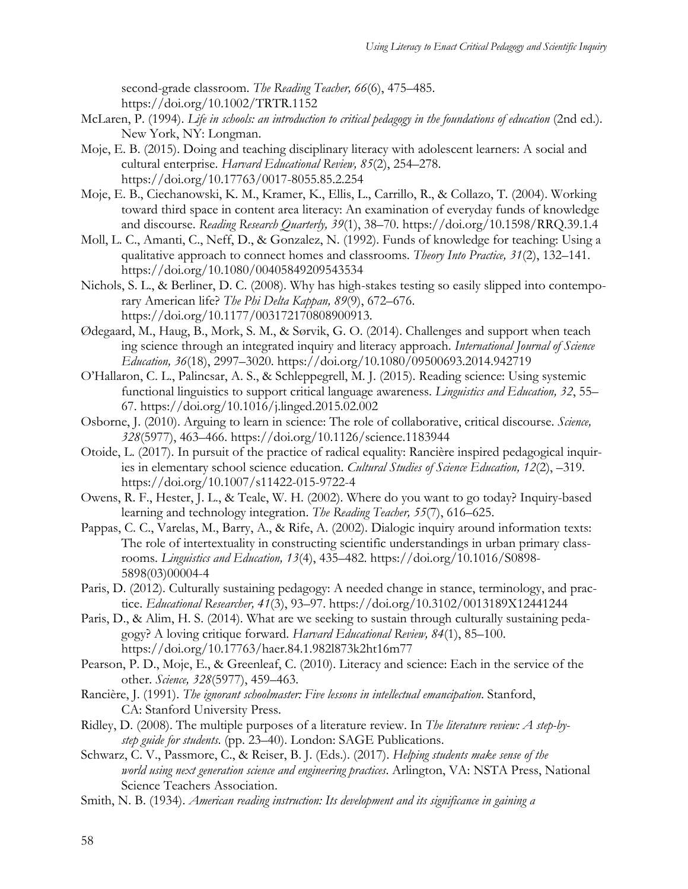second-grade classroom. *The Reading Teacher, 66*(6), 475–485. https://doi.org/10.1002/TRTR.1152

McLaren, P. (1994). *Life in schools: an introduction to critical pedagogy in the foundations of education* (2nd ed.). New York, NY: Longman.

Moje, E. B. (2015). Doing and teaching disciplinary literacy with adolescent learners: A social and cultural enterprise. *Harvard Educational Review, 85*(2), 254–278. https://doi.org/10.17763/0017-8055.85.2.254

Moje, E. B., Ciechanowski, K. M., Kramer, K., Ellis, L., Carrillo, R., & Collazo, T. (2004). Working toward third space in content area literacy: An examination of everyday funds of knowledge and discourse. *Reading Research Quarterly, 39*(1), 38–70. https://doi.org/10.1598/RRQ.39.1.4

Moll, L. C., Amanti, C., Neff, D., & Gonzalez, N. (1992). Funds of knowledge for teaching: Using a qualitative approach to connect homes and classrooms. *Theory Into Practice, 31*(2), 132–141. https://doi.org/10.1080/00405849209543534

Nichols, S. L., & Berliner, D. C. (2008). Why has high-stakes testing so easily slipped into contemporary American life? *The Phi Delta Kappan, 89*(9), 672–676. https://doi.org/10.1177/003172170808900913.

Ødegaard, M., Haug, B., Mork, S. M., & Sørvik, G. O. (2014). Challenges and support when teach ing science through an integrated inquiry and literacy approach. *International Journal of Science Education, 36*(18), 2997–3020. https://doi.org/10.1080/09500693.2014.942719

O'Hallaron, C. L., Palincsar, A. S., & Schleppegrell, M. J. (2015). Reading science: Using systemic functional linguistics to support critical language awareness. *Linguistics and Education, 32*, 55–67. https://doi.org/10.1016/j.linged.2015.02.002

Osborne, J. (2010). Arguing to learn in science: The role of collaborative, critical discourse. *Science, 328*(5977), 463–466. https://doi.org/10.1126/science.1183944

Otoide, L. (2017). In pursuit of the practice of radical equality: Rancière inspired pedagogical inquiries in elementary school science education. *Cultural Studies of Science Education, 12*(2), –319. https://doi.org/10.1007/s11422-015-9722-4

Owens, R. F., Hester, J. L., & Teale, W. H. (2002). Where do you want to go today? Inquiry-based learning and technology integration. *The Reading Teacher, 55*(7), 616–625.

Pappas, C. C., Varelas, M., Barry, A., & Rife, A. (2002). Dialogic inquiry around information texts: The role of intertextuality in constructing scientific understandings in urban primary classrooms. *Linguistics and Education, 13*(4), 435–482. https://doi.org/10.1016/S0898-5898(03)00004-4

Paris, D. (2012). Culturally sustaining pedagogy: A needed change in stance, terminology, and practice. *Educational Researcher, 41*(3), 93–97. https://doi.org/10.3102/0013189X12441244

Paris, D., & Alim, H. S. (2014). What are we seeking to sustain through culturally sustaining pedagogy? A loving critique forward. *Harvard Educational Review, 84*(1), 85–100. https://doi.org/10.17763/haer.84.1.982l873k2ht16m77

Pearson, P. D., Moje, E., & Greenleaf, C. (2010). Literacy and science: Each in the service of the other. *Science, 328*(5977), 459–463.

Rancière, J. (1991). *The ignorant schoolmaster: Five lessons in intellectual emancipation*. Stanford, CA: Stanford University Press.

Ridley, D. (2008). The multiple purposes of a literature review. In *The literature review: A step-by-step guide for students.* (pp. 23–40). London: SAGE Publications.

Schwarz, C. V., Passmore, C., & Reiser, B. J. (Eds.). (2017). *Helping students make sense of the world using next generation science and engineering practices*. Arlington, VA: NSTA Press, National Science Teachers Association.

Smith, N. B. (1934). *American reading instruction: Its development and its significance in gaining a*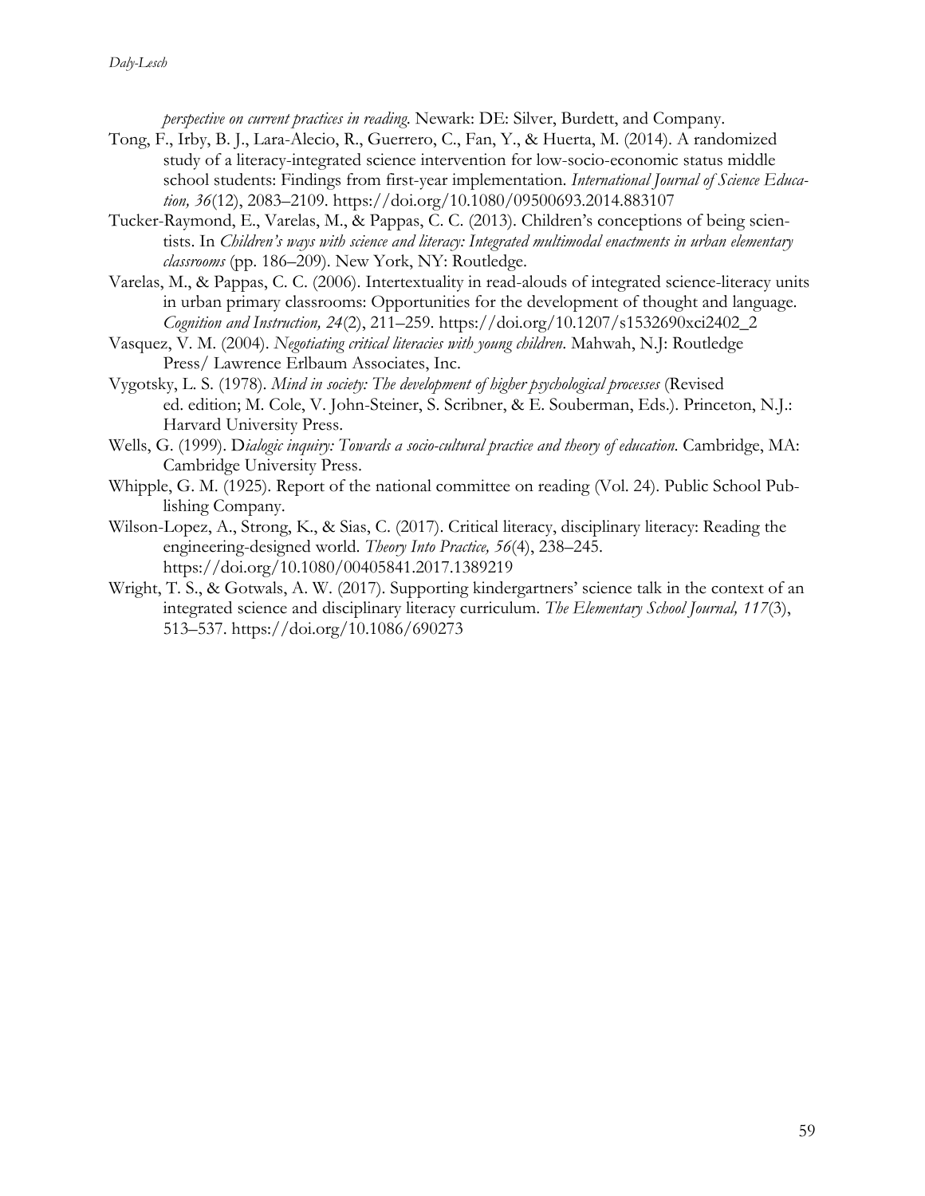*perspective on current practices in reading*. Newark: DE: Silver, Burdett, and Company.

Tong, F., Irby, B. J., Lara-Alecio, R., Guerrero, C., Fan, Y., & Huerta, M. (2014). A randomized study of a literacy-integrated science intervention for low-socio-economic status middle school students: Findings from first-year implementation. *International Journal of Science Education, 36*(12), 2083–2109. https://doi.org/10.1080/09500693.2014.883107

Tucker-Raymond, E., Varelas, M., & Pappas, C. C. (2013). Children's conceptions of being scientists. In *Children's ways with science and literacy: Integrated multimodal enactments in urban elementary classrooms* (pp. 186–209). New York, NY: Routledge.

Varelas, M., & Pappas, C. C. (2006). Intertextuality in read-alouds of integrated science-literacy units in urban primary classrooms: Opportunities for the development of thought and language. *Cognition and Instruction, 24*(2), 211–259. https://doi.org/10.1207/s1532690xci2402_2

Vasquez, V. M. (2004). *Negotiating critical literacies with young children*. Mahwah, N.J: Routledge Press/ Lawrence Erlbaum Associates, Inc.

Vygotsky, L. S. (1978). *Mind in society: The development of higher psychological processes* (Revised ed. edition; M. Cole, V. John-Steiner, S. Scribner, & E. Souberman, Eds.). Princeton, N.J.: Harvard University Press.

Wells, G. (1999). D*ialogic inquiry: Towards a socio-cultural practice and theory of education*. Cambridge, MA: Cambridge University Press.

Whipple, G. M. (1925). Report of the national committee on reading (Vol. 24). Public School Publishing Company.

Wilson-Lopez, A., Strong, K., & Sias, C. (2017). Critical literacy, disciplinary literacy: Reading the engineering-designed world. *Theory Into Practice, 56*(4), 238–245. https://doi.org/10.1080/00405841.2017.1389219

Wright, T. S., & Gotwals, A. W. (2017). Supporting kindergartners' science talk in the context of an integrated science and disciplinary literacy curriculum. *The Elementary School Journal, 117*(3), 513–537. https://doi.org/10.1086/690273